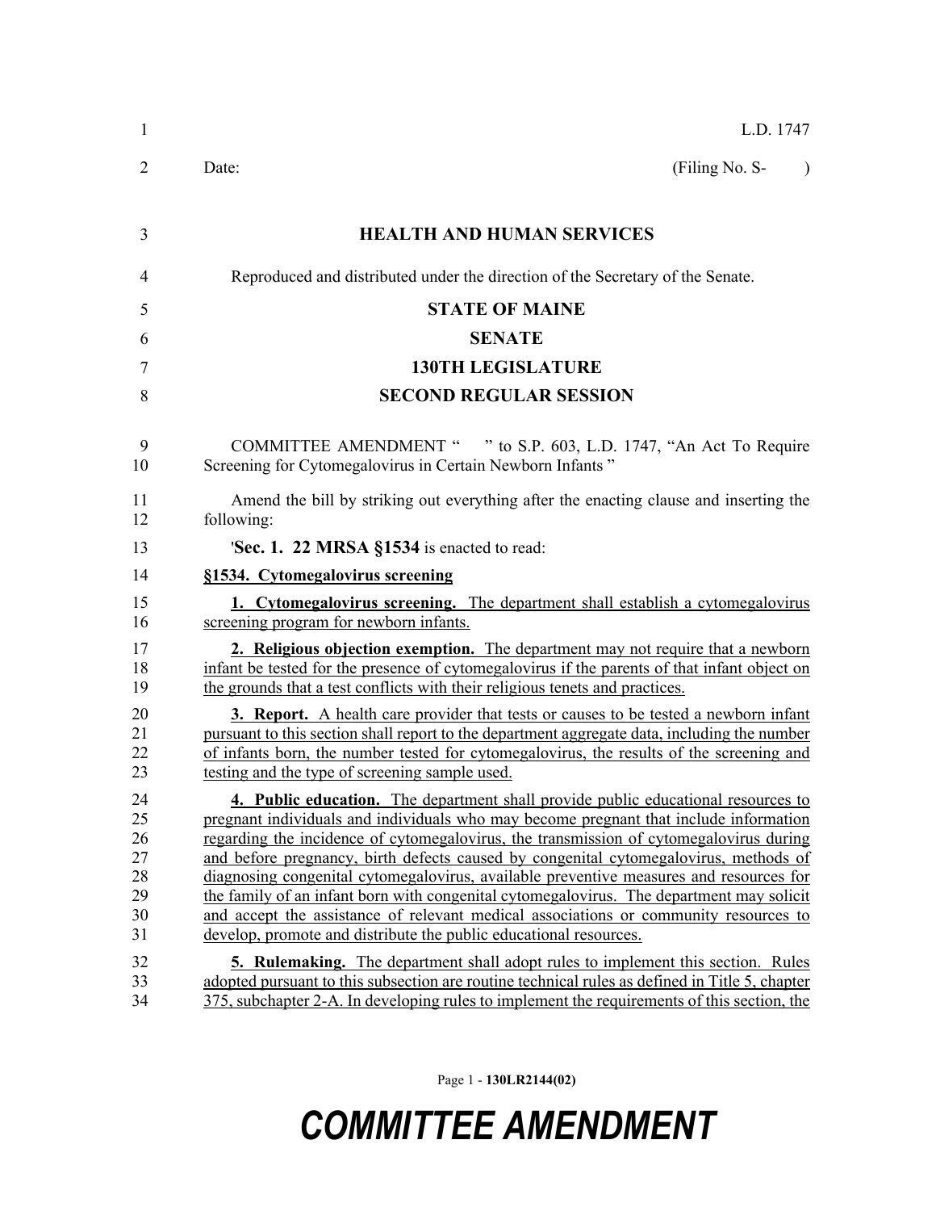L.D. 1747

Date: (Filing No. S- )

**HEALTH AND HUMAN SERVICES**

Reproduced and distributed under the direction of the Secretary of the Senate.

**STATE OF MAINE**

**SENATE**

**130TH LEGISLATURE**

**SECOND REGULAR SESSION**

COMMITTEE AMENDMENT " " to S.P. 603, L.D. 1747, "An Act To Require Screening for Cytomegalovirus in Certain Newborn Infants "

Amend the bill by striking out everything after the enacting clause and inserting the following:

'**Sec. 1. 22 MRSA §1534** is enacted to read:

**§1534. Cytomegalovirus screening**

**1. Cytomegalovirus screening.** The department shall establish a cytomegalovirus screening program for newborn infants.

**2. Religious objection exemption.** The department may not require that a newborn infant be tested for the presence of cytomegalovirus if the parents of that infant object on the grounds that a test conflicts with their religious tenets and practices.

**3. Report.** A health care provider that tests or causes to be tested a newborn infant pursuant to this section shall report to the department aggregate data, including the number of infants born, the number tested for cytomegalovirus, the results of the screening and testing and the type of screening sample used.

**4. Public education.** The department shall provide public educational resources to pregnant individuals and individuals who may become pregnant that include information regarding the incidence of cytomegalovirus, the transmission of cytomegalovirus during and before pregnancy, birth defects caused by congenital cytomegalovirus, methods of diagnosing congenital cytomegalovirus, available preventive measures and resources for the family of an infant born with congenital cytomegalovirus. The department may solicit and accept the assistance of relevant medical associations or community resources to develop, promote and distribute the public educational resources.

**5. Rulemaking.** The department shall adopt rules to implement this section. Rules adopted pursuant to this subsection are routine technical rules as defined in Title 5, chapter 375, subchapter 2-A. In developing rules to implement the requirements of this section, the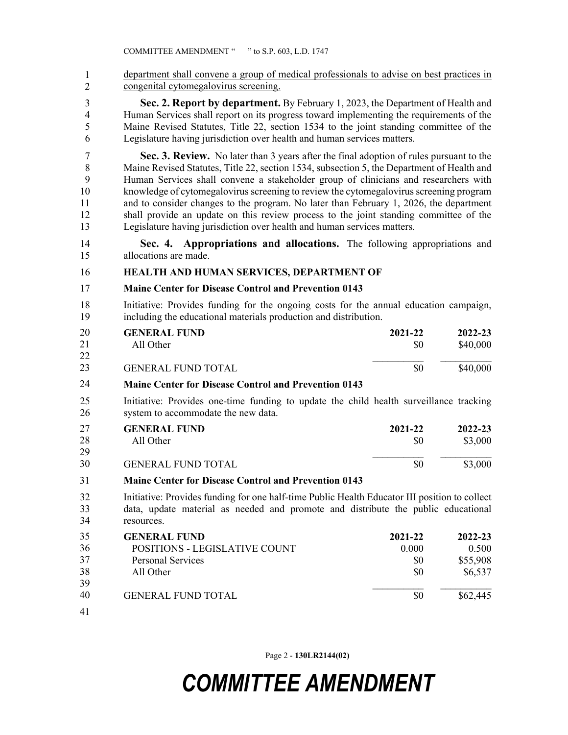department shall convene a group of medical professionals to advise on best practices in congenital cytomegalovirus screening.

**Sec. 2. Report by department.** By February 1, 2023, the Department of Health and Human Services shall report on its progress toward implementing the requirements of the Maine Revised Statutes, Title 22, section 1534 to the joint standing committee of the Legislature having jurisdiction over health and human services matters.

**Sec. 3. Review.** No later than 3 years after the final adoption of rules pursuant to the Maine Revised Statutes, Title 22, section 1534, subsection 5, the Department of Health and Human Services shall convene a stakeholder group of clinicians and researchers with knowledge of cytomegalovirus screening to review the cytomegalovirus screening program and to consider changes to the program. No later than February 1, 2026, the department shall provide an update on this review process to the joint standing committee of the Legislature having jurisdiction over health and human services matters.

**Sec. 4. Appropriations and allocations.** The following appropriations and allocations are made.

**HEALTH AND HUMAN SERVICES, DEPARTMENT OF**

**Maine Center for Disease Control and Prevention 0143**

Initiative: Provides funding for the ongoing costs for the annual education campaign, including the educational materials production and distribution.

| **GENERAL FUND** | **2021-22** | **2022-23** |
|---|---|---|
| All Other | $0 | $40,000 |
| GENERAL FUND TOTAL | $0 | $40,000 |

**Maine Center for Disease Control and Prevention 0143**

Initiative: Provides one-time funding to update the child health surveillance tracking system to accommodate the new data.

| **GENERAL FUND** | **2021-22** | **2022-23** |
|---|---|---|
| All Other | $0 | $3,000 |
| GENERAL FUND TOTAL | $0 | $3,000 |

**Maine Center for Disease Control and Prevention 0143**

Initiative: Provides funding for one half-time Public Health Educator III position to collect data, update material as needed and promote and distribute the public educational resources.

| **GENERAL FUND** | **2021-22** | **2022-23** |
|---|---|---|
| POSITIONS - LEGISLATIVE COUNT | 0.000 | 0.500 |
| Personal Services | $0 | $55,908 |
| All Other | $0 | $6,537 |
| GENERAL FUND TOTAL | $0 | $62,445 |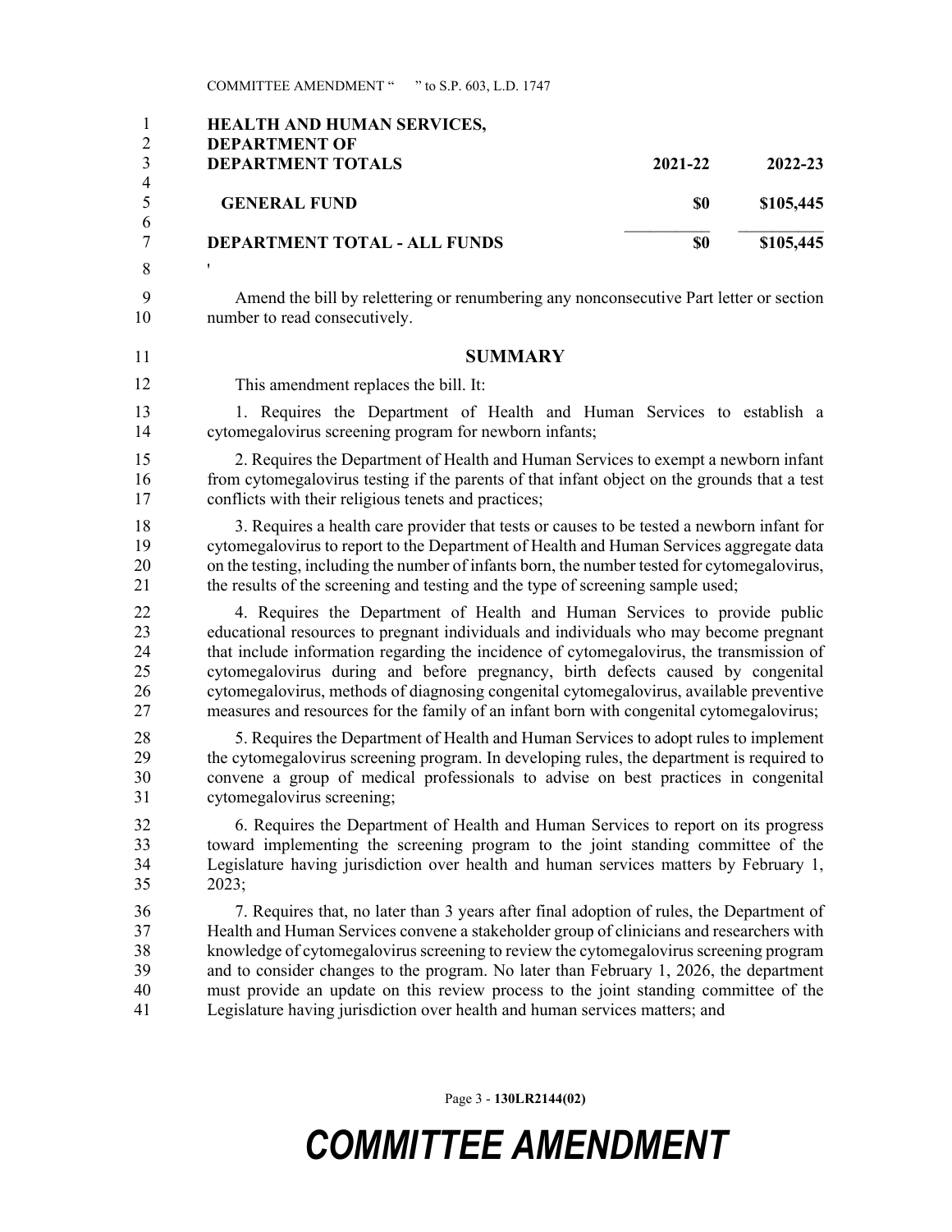| HEALTH AND HUMAN SERVICES, DEPARTMENT OF DEPARTMENT TOTALS | 2021-22 | 2022-23 |
| --- | --- | --- |
| GENERAL FUND | $0 | $105,445 |
| DEPARTMENT TOTAL - ALL FUNDS | $0 | $105,445 |

'

Amend the bill by relettering or renumbering any nonconsecutive Part letter or section number to read consecutively.

## SUMMARY

This amendment replaces the bill. It:

1. Requires the Department of Health and Human Services to establish a cytomegalovirus screening program for newborn infants;

2. Requires the Department of Health and Human Services to exempt a newborn infant from cytomegalovirus testing if the parents of that infant object on the grounds that a test conflicts with their religious tenets and practices;

3. Requires a health care provider that tests or causes to be tested a newborn infant for cytomegalovirus to report to the Department of Health and Human Services aggregate data on the testing, including the number of infants born, the number tested for cytomegalovirus, the results of the screening and testing and the type of screening sample used;

4. Requires the Department of Health and Human Services to provide public educational resources to pregnant individuals and individuals who may become pregnant that include information regarding the incidence of cytomegalovirus, the transmission of cytomegalovirus during and before pregnancy, birth defects caused by congenital cytomegalovirus, methods of diagnosing congenital cytomegalovirus, available preventive measures and resources for the family of an infant born with congenital cytomegalovirus;

5. Requires the Department of Health and Human Services to adopt rules to implement the cytomegalovirus screening program. In developing rules, the department is required to convene a group of medical professionals to advise on best practices in congenital cytomegalovirus screening;

6. Requires the Department of Health and Human Services to report on its progress toward implementing the screening program to the joint standing committee of the Legislature having jurisdiction over health and human services matters by February 1, 2023;

7. Requires that, no later than 3 years after final adoption of rules, the Department of Health and Human Services convene a stakeholder group of clinicians and researchers with knowledge of cytomegalovirus screening to review the cytomegalovirus screening program and to consider changes to the program. No later than February 1, 2026, the department must provide an update on this review process to the joint standing committee of the Legislature having jurisdiction over health and human services matters; and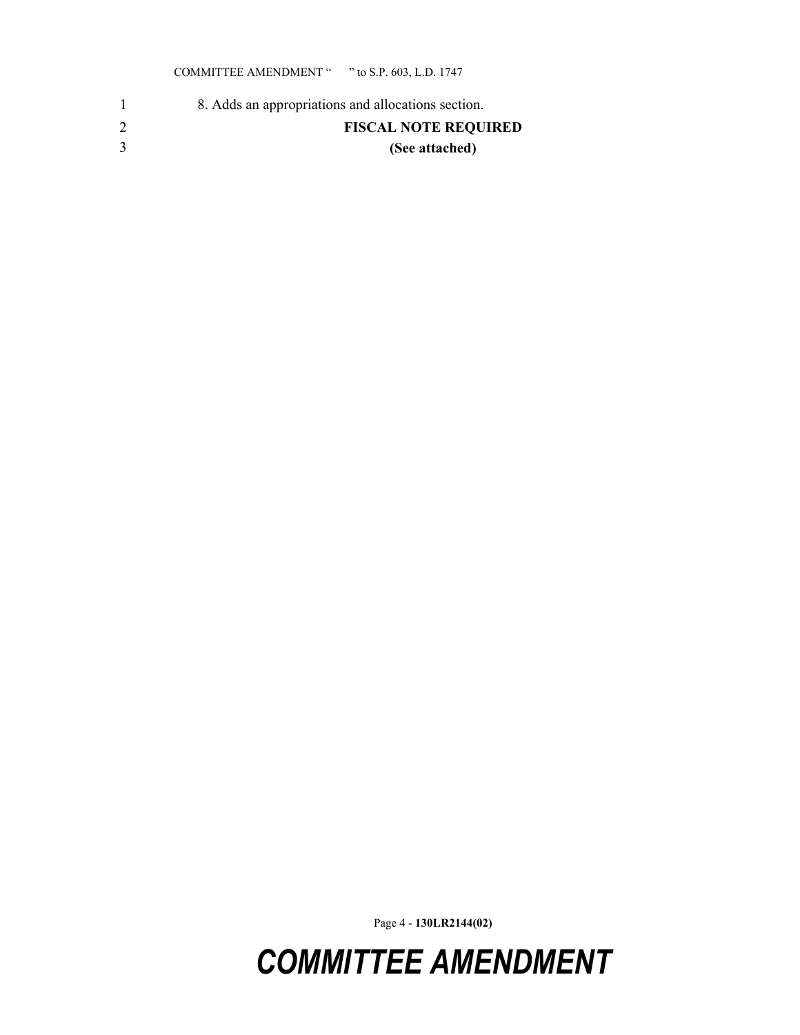8. Adds an appropriations and allocations section.

**FISCAL NOTE REQUIRED**

**(See attached)**